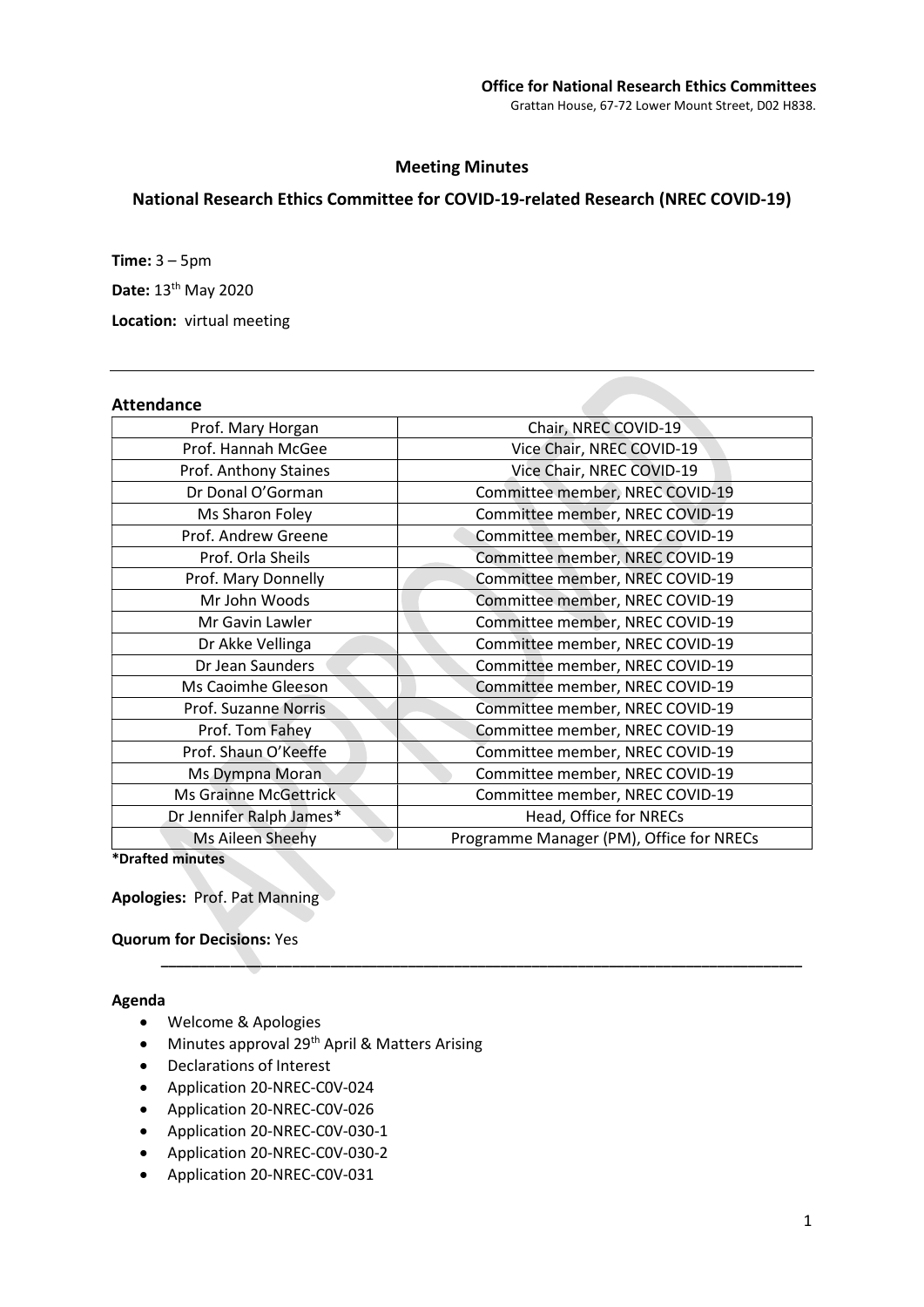**Office for National Research Ethics Committees**
Grattan House, 67-72 Lower Mount Street, D02 H838.

## Meeting Minutes

## National Research Ethics Committee for COVID-19-related Research (NREC COVID-19)

**Time:** 3 – 5pm

**Date:** 13th May 2020

**Location:** virtual meeting

---

### Attendance

| | |
|---|---|
| Prof. Mary Horgan | Chair, NREC COVID-19 |
| Prof. Hannah McGee | Vice Chair, NREC COVID-19 |
| Prof. Anthony Staines | Vice Chair, NREC COVID-19 |
| Dr Donal O'Gorman | Committee member, NREC COVID-19 |
| Ms Sharon Foley | Committee member, NREC COVID-19 |
| Prof. Andrew Greene | Committee member, NREC COVID-19 |
| Prof. Orla Sheils | Committee member, NREC COVID-19 |
| Prof. Mary Donnelly | Committee member, NREC COVID-19 |
| Mr John Woods | Committee member, NREC COVID-19 |
| Mr Gavin Lawler | Committee member, NREC COVID-19 |
| Dr Akke Vellinga | Committee member, NREC COVID-19 |
| Dr Jean Saunders | Committee member, NREC COVID-19 |
| Ms Caoimhe Gleeson | Committee member, NREC COVID-19 |
| Prof. Suzanne Norris | Committee member, NREC COVID-19 |
| Prof. Tom Fahey | Committee member, NREC COVID-19 |
| Prof. Shaun O'Keeffe | Committee member, NREC COVID-19 |
| Ms Dympna Moran | Committee member, NREC COVID-19 |
| Ms Grainne McGettrick | Committee member, NREC COVID-19 |
| Dr Jennifer Ralph James* | Head, Office for NRECs |
| Ms Aileen Sheehy | Programme Manager (PM), Office for NRECs |

***Drafted minutes**

**Apologies:** Prof. Pat Manning

**Quorum for Decisions:** Yes

---

### Agenda

- Welcome & Apologies
- Minutes approval 29th April & Matters Arising
- Declarations of Interest
- Application 20-NREC-C0V-024
- Application 20-NREC-C0V-026
- Application 20-NREC-C0V-030-1
- Application 20-NREC-C0V-030-2
- Application 20-NREC-C0V-031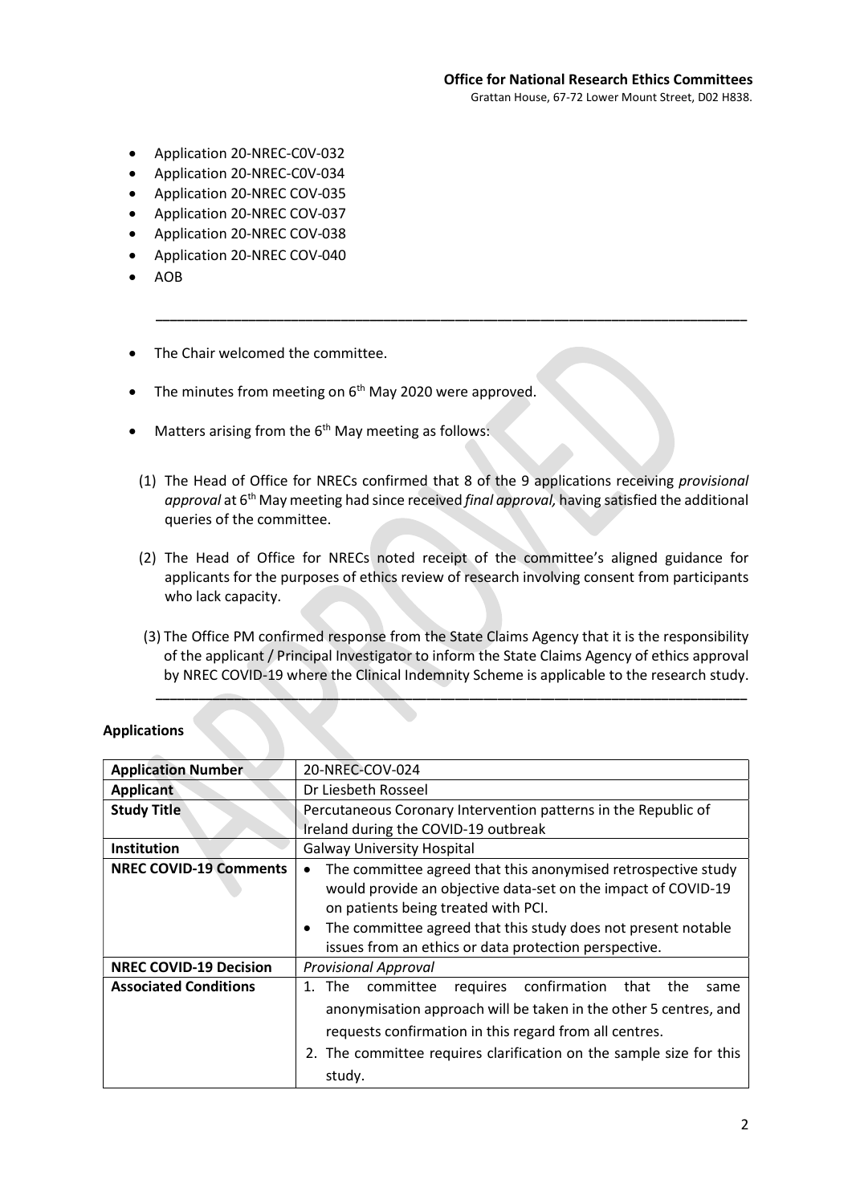- Application 20-NREC-C0V-032
- Application 20-NREC-C0V-034
- Application 20-NREC COV-035
- Application 20-NREC COV-037
- Application 20-NREC COV-038
- Application 20-NREC COV-040
- AOB

---

- The Chair welcomed the committee.
- The minutes from meeting on 6th May 2020 were approved.
- Matters arising from the 6th May meeting as follows:

(1) The Head of Office for NRECs confirmed that 8 of the 9 applications receiving *provisional approval* at 6th May meeting had since received *final approval,* having satisfied the additional queries of the committee.

(2) The Head of Office for NRECs noted receipt of the committee's aligned guidance for applicants for the purposes of ethics review of research involving consent from participants who lack capacity.

(3) The Office PM confirmed response from the State Claims Agency that it is the responsibility of the applicant / Principal Investigator to inform the State Claims Agency of ethics approval by NREC COVID-19 where the Clinical Indemnity Scheme is applicable to the research study.

---

**Applications**

| **Application Number** | 20-NREC-COV-024 |
|---|---|
| **Applicant** | Dr Liesbeth Rosseel |
| **Study Title** | Percutaneous Coronary Intervention patterns in the Republic of Ireland during the COVID-19 outbreak |
| **Institution** | Galway University Hospital |
| **NREC COVID-19 Comments** | • The committee agreed that this anonymised retrospective study would provide an objective data-set on the impact of COVID-19 on patients being treated with PCI. <br> • The committee agreed that this study does not present notable issues from an ethics or data protection perspective. |
| **NREC COVID-19 Decision** | *Provisional Approval* |
| **Associated Conditions** | 1. The committee requires confirmation that the same anonymisation approach will be taken in the other 5 centres, and requests confirmation in this regard from all centres. <br> 2. The committee requires clarification on the sample size for this study. |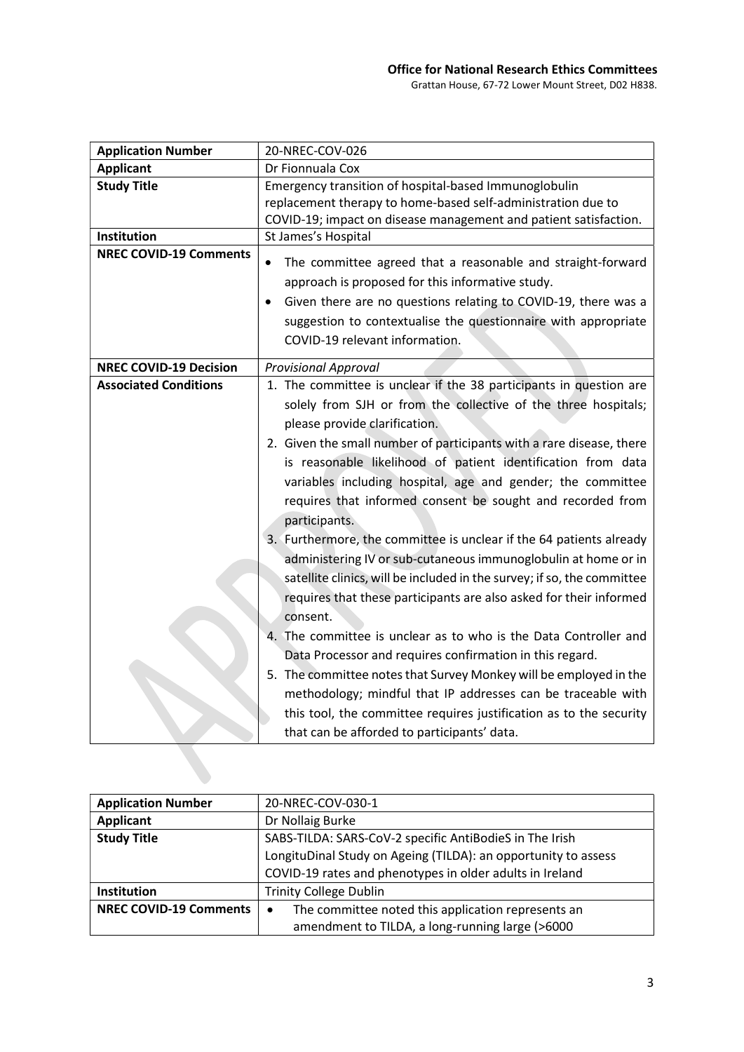**Office for National Research Ethics Committees**
Grattan House, 67-72 Lower Mount Street, D02 H838.

| Application Number | 20-NREC-COV-026 |
|---|---|
| **Applicant** | Dr Fionnuala Cox |
| **Study Title** | Emergency transition of hospital-based Immunoglobulin replacement therapy to home-based self-administration due to COVID-19; impact on disease management and patient satisfaction. |
| **Institution** | St James's Hospital |
| **NREC COVID-19 Comments** | • The committee agreed that a reasonable and straight-forward approach is proposed for this informative study.<br>• Given there are no questions relating to COVID-19, there was a suggestion to contextualise the questionnaire with appropriate COVID-19 relevant information. |
| **NREC COVID-19 Decision** | *Provisional Approval* |
| **Associated Conditions** | 1. The committee is unclear if the 38 participants in question are solely from SJH or from the collective of the three hospitals; please provide clarification.<br>2. Given the small number of participants with a rare disease, there is reasonable likelihood of patient identification from data variables including hospital, age and gender; the committee requires that informed consent be sought and recorded from participants.<br>3. Furthermore, the committee is unclear if the 64 patients already administering IV or sub-cutaneous immunoglobulin at home or in satellite clinics, will be included in the survey; if so, the committee requires that these participants are also asked for their informed consent.<br>4. The committee is unclear as to who is the Data Controller and Data Processor and requires confirmation in this regard.<br>5. The committee notes that Survey Monkey will be employed in the methodology; mindful that IP addresses can be traceable with this tool, the committee requires justification as to the security that can be afforded to participants' data. |

| Application Number | 20-NREC-COV-030-1 |
|---|---|
| **Applicant** | Dr Nollaig Burke |
| **Study Title** | SABS-TILDA: SARS-CoV-2 specific AntiBodieS in The Irish LongituDinal Study on Ageing (TILDA): an opportunity to assess COVID-19 rates and phenotypes in older adults in Ireland |
| **Institution** | Trinity College Dublin |
| **NREC COVID-19 Comments** | • The committee noted this application represents an amendment to TILDA, a long-running large (>6000 |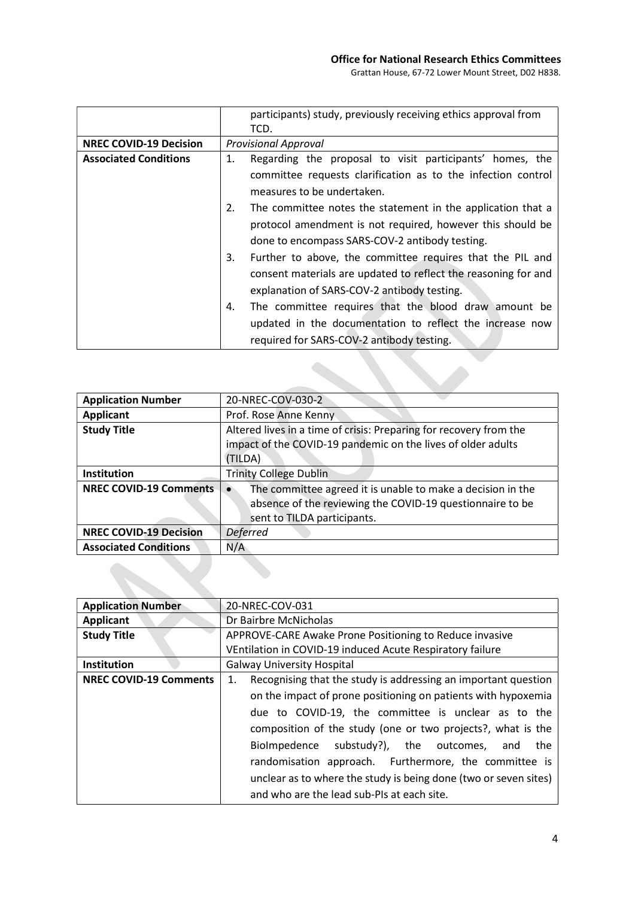| | |
|---|---|
| | participants) study, previously receiving ethics approval from TCD. |
| **NREC COVID-19 Decision** | *Provisional Approval* |
| **Associated Conditions** | 1. Regarding the proposal to visit participants' homes, the committee requests clarification as to the infection control measures to be undertaken.<br>2. The committee notes the statement in the application that a protocol amendment is not required, however this should be done to encompass SARS-COV-2 antibody testing.<br>3. Further to above, the committee requires that the PIL and consent materials are updated to reflect the reasoning for and explanation of SARS-COV-2 antibody testing.<br>4. The committee requires that the blood draw amount be updated in the documentation to reflect the increase now required for SARS-COV-2 antibody testing. |

| | |
|---|---|
| **Application Number** | 20-NREC-COV-030-2 |
| **Applicant** | Prof. Rose Anne Kenny |
| **Study Title** | Altered lives in a time of crisis: Preparing for recovery from the impact of the COVID-19 pandemic on the lives of older adults (TILDA) |
| **Institution** | Trinity College Dublin |
| **NREC COVID-19 Comments** | • The committee agreed it is unable to make a decision in the absence of the reviewing the COVID-19 questionnaire to be sent to TILDA participants. |
| **NREC COVID-19 Decision** | *Deferred* |
| **Associated Conditions** | N/A |

| | |
|---|---|
| **Application Number** | 20-NREC-COV-031 |
| **Applicant** | Dr Bairbre McNicholas |
| **Study Title** | APPROVE-CARE Awake Prone Positioning to Reduce invasive VEntilation in COVID-19 induced Acute Respiratory failure |
| **Institution** | Galway University Hospital |
| **NREC COVID-19 Comments** | 1. Recognising that the study is addressing an important question on the impact of prone positioning on patients with hypoxemia due to COVID-19, the committee is unclear as to the composition of the study (one or two projects?, what is the BioImpedence substudy?), the outcomes, and the randomisation approach. Furthermore, the committee is unclear as to where the study is being done (two or seven sites) and who are the lead sub-PIs at each site. |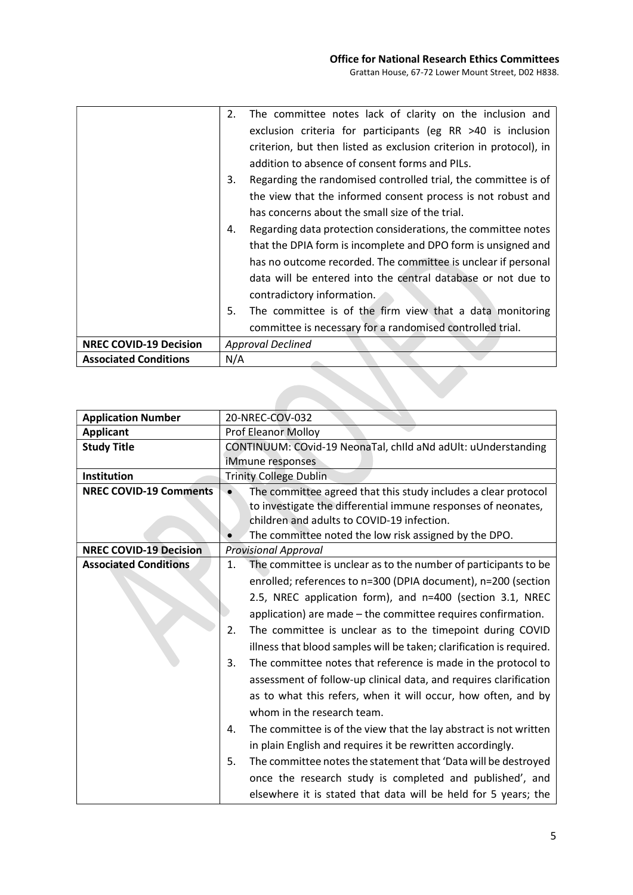| | |
|---|---|
| | 2. The committee notes lack of clarity on the inclusion and exclusion criteria for participants (eg RR >40 is inclusion criterion, but then listed as exclusion criterion in protocol), in addition to absence of consent forms and PILs.<br>3. Regarding the randomised controlled trial, the committee is of the view that the informed consent process is not robust and has concerns about the small size of the trial.<br>4. Regarding data protection considerations, the committee notes that the DPIA form is incomplete and DPO form is unsigned and has no outcome recorded. The committee is unclear if personal data will be entered into the central database or not due to contradictory information.<br>5. The committee is of the firm view that a data monitoring committee is necessary for a randomised controlled trial. |
| **NREC COVID-19 Decision** | *Approval Declined* |
| **Associated Conditions** | N/A |

| | |
|---|---|
| **Application Number** | 20-NREC-COV-032 |
| **Applicant** | Prof Eleanor Molloy |
| **Study Title** | CONTINUUM: COvid-19 NeonaTal, chIld aNd adUlt: uUnderstanding iMmune responses |
| **Institution** | Trinity College Dublin |
| **NREC COVID-19 Comments** | • The committee agreed that this study includes a clear protocol to investigate the differential immune responses of neonates, children and adults to COVID-19 infection.<br>• The committee noted the low risk assigned by the DPO. |
| **NREC COVID-19 Decision** | *Provisional Approval* |
| **Associated Conditions** | 1. The committee is unclear as to the number of participants to be enrolled; references to n=300 (DPIA document), n=200 (section 2.5, NREC application form), and n=400 (section 3.1, NREC application) are made – the committee requires confirmation.<br>2. The committee is unclear as to the timepoint during COVID illness that blood samples will be taken; clarification is required.<br>3. The committee notes that reference is made in the protocol to assessment of follow-up clinical data, and requires clarification as to what this refers, when it will occur, how often, and by whom in the research team.<br>4. The committee is of the view that the lay abstract is not written in plain English and requires it be rewritten accordingly.<br>5. The committee notes the statement that 'Data will be destroyed once the research study is completed and published', and elsewhere it is stated that data will be held for 5 years; the |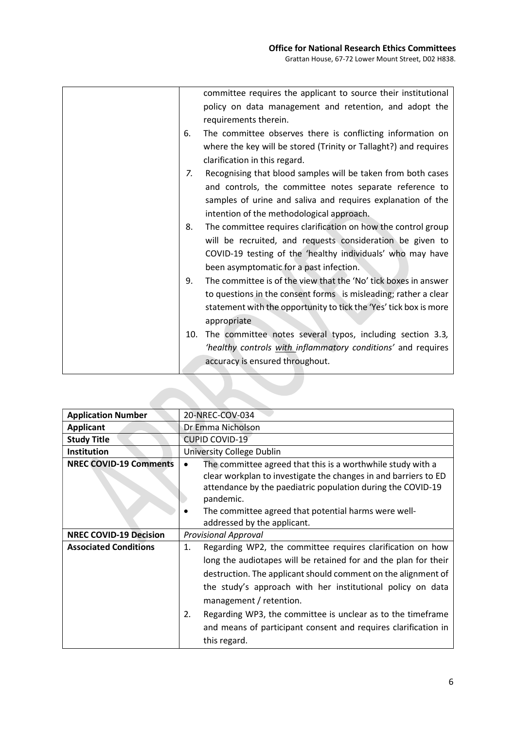|  |  |
|---|---|
|  | committee requires the applicant to source their institutional policy on data management and retention, and adopt the requirements therein.<br>6. The committee observes there is conflicting information on where the key will be stored (Trinity or Tallaght?) and requires clarification in this regard.<br>7. Recognising that blood samples will be taken from both cases and controls, the committee notes separate reference to samples of urine and saliva and requires explanation of the intention of the methodological approach.<br>8. The committee requires clarification on how the control group will be recruited, and requests consideration be given to COVID-19 testing of the 'healthy individuals' who may have been asymptomatic for a past infection.<br>9. The committee is of the view that the 'No' tick boxes in answer to questions in the consent forms is misleading; rather a clear statement with the opportunity to tick the 'Yes' tick box is more appropriate<br>10. The committee notes several typos, including section 3.3, *'healthy controls with inflammatory conditions'* and requires accuracy is ensured throughout. |

| **Application Number** | 20-NREC-COV-034 |
|---|---|
| **Applicant** | Dr Emma Nicholson |
| **Study Title** | CUPID COVID-19 |
| **Institution** | University College Dublin |
| **NREC COVID-19 Comments** | • The committee agreed that this is a worthwhile study with a clear workplan to investigate the changes in and barriers to ED attendance by the paediatric population during the COVID-19 pandemic.<br>• The committee agreed that potential harms were well-addressed by the applicant. |
| **NREC COVID-19 Decision** | *Provisional Approval* |
| **Associated Conditions** | 1. Regarding WP2, the committee requires clarification on how long the audiotapes will be retained for and the plan for their destruction. The applicant should comment on the alignment of the study's approach with her institutional policy on data management / retention.<br>2. Regarding WP3, the committee is unclear as to the timeframe and means of participant consent and requires clarification in this regard. |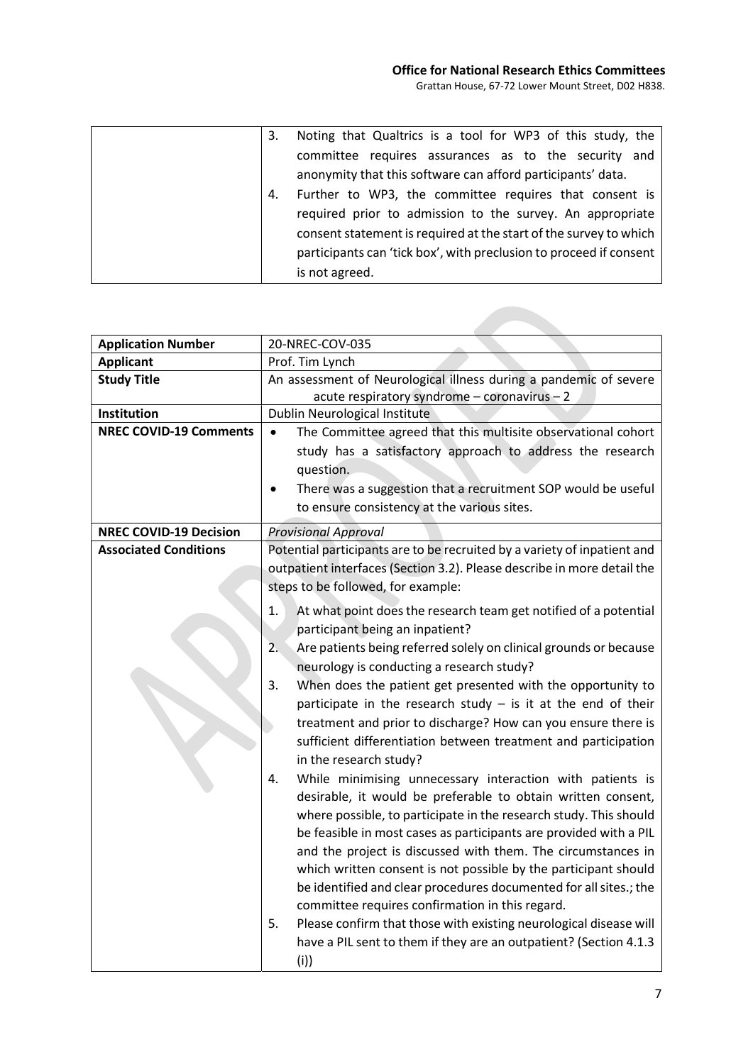| | |
|---|---|
| | 3. Noting that Qualtrics is a tool for WP3 of this study, the committee requires assurances as to the security and anonymity that this software can afford participants' data.<br>4. Further to WP3, the committee requires that consent is required prior to admission to the survey. An appropriate consent statement is required at the start of the survey to which participants can 'tick box', with preclusion to proceed if consent is not agreed. |

| | |
|---|---|
| **Application Number** | 20-NREC-COV-035 |
| **Applicant** | Prof. Tim Lynch |
| **Study Title** | An assessment of Neurological illness during a pandemic of severe acute respiratory syndrome – coronavirus – 2 |
| **Institution** | Dublin Neurological Institute |
| **NREC COVID-19 Comments** | • The Committee agreed that this multisite observational cohort study has a satisfactory approach to address the research question.<br>• There was a suggestion that a recruitment SOP would be useful to ensure consistency at the various sites. |
| **NREC COVID-19 Decision** | *Provisional Approval* |
| **Associated Conditions** | Potential participants are to be recruited by a variety of inpatient and outpatient interfaces (Section 3.2). Please describe in more detail the steps to be followed, for example:<br>1. At what point does the research team get notified of a potential participant being an inpatient?<br>2. Are patients being referred solely on clinical grounds or because neurology is conducting a research study?<br>3. When does the patient get presented with the opportunity to participate in the research study – is it at the end of their treatment and prior to discharge? How can you ensure there is sufficient differentiation between treatment and participation in the research study?<br>4. While minimising unnecessary interaction with patients is desirable, it would be preferable to obtain written consent, where possible, to participate in the research study. This should be feasible in most cases as participants are provided with a PIL and the project is discussed with them. The circumstances in which written consent is not possible by the participant should be identified and clear procedures documented for all sites.; the committee requires confirmation in this regard.<br>5. Please confirm that those with existing neurological disease will have a PIL sent to them if they are an outpatient? (Section 4.1.3 (i)) |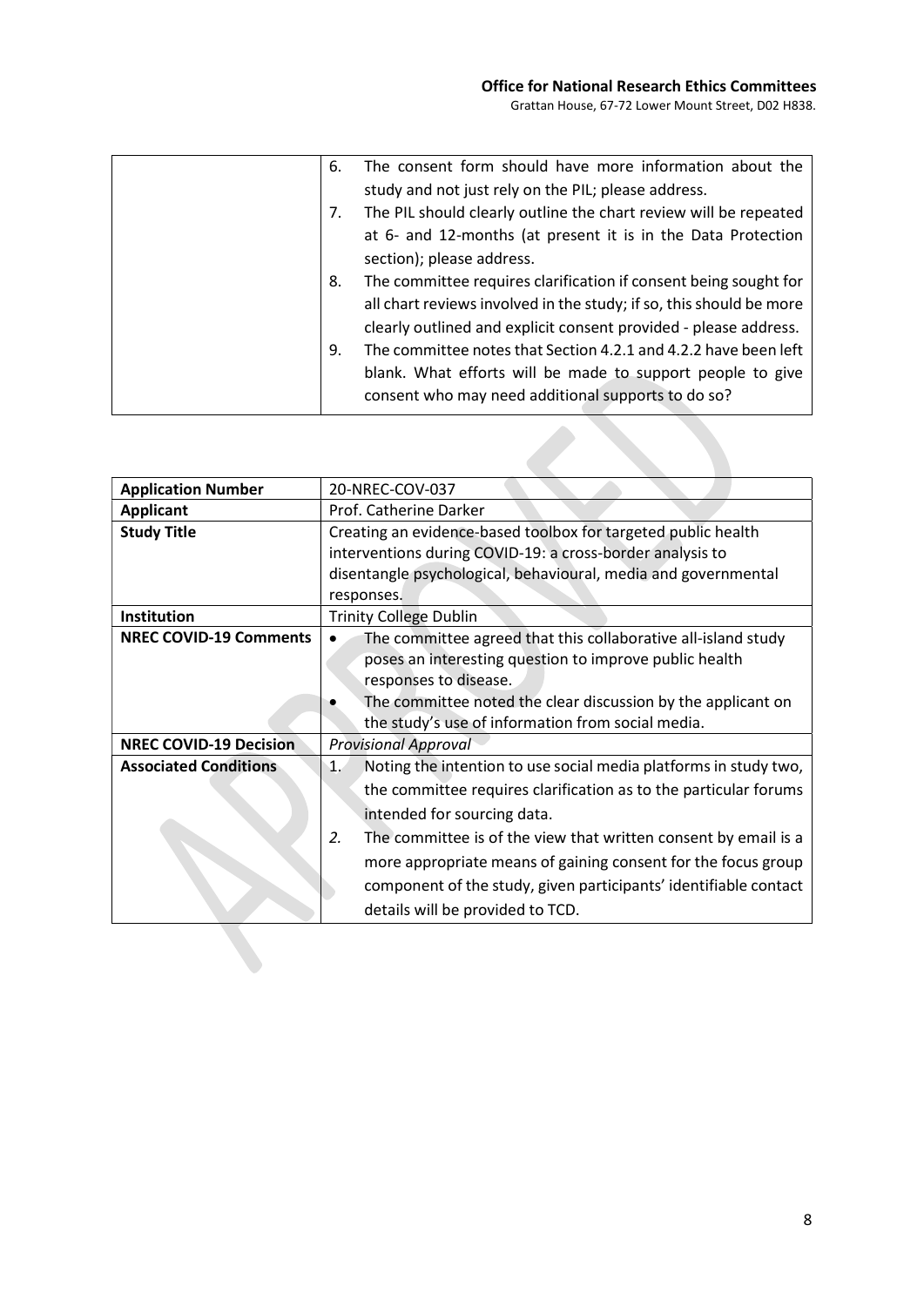| | |
|---|---|
| | 6. The consent form should have more information about the study and not just rely on the PIL; please address.<br>7. The PIL should clearly outline the chart review will be repeated at 6- and 12-months (at present it is in the Data Protection section); please address.<br>8. The committee requires clarification if consent being sought for all chart reviews involved in the study; if so, this should be more clearly outlined and explicit consent provided - please address.<br>9. The committee notes that Section 4.2.1 and 4.2.2 have been left blank. What efforts will be made to support people to give consent who may need additional supports to do so? |

| | |
|---|---|
| **Application Number** | 20-NREC-COV-037 |
| **Applicant** | Prof. Catherine Darker |
| **Study Title** | Creating an evidence-based toolbox for targeted public health interventions during COVID-19: a cross-border analysis to disentangle psychological, behavioural, media and governmental responses. |
| **Institution** | Trinity College Dublin |
| **NREC COVID-19 Comments** | • The committee agreed that this collaborative all-island study poses an interesting question to improve public health responses to disease.<br>• The committee noted the clear discussion by the applicant on the study's use of information from social media. |
| **NREC COVID-19 Decision** | *Provisional Approval* |
| **Associated Conditions** | 1. Noting the intention to use social media platforms in study two, the committee requires clarification as to the particular forums intended for sourcing data.<br>*2.* The committee is of the view that written consent by email is a more appropriate means of gaining consent for the focus group component of the study, given participants' identifiable contact details will be provided to TCD. |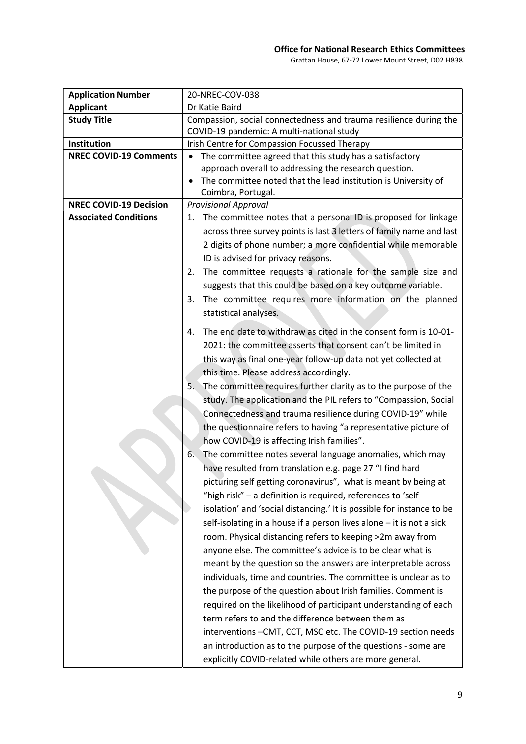| Application Number | 20-NREC-COV-038 |
|---|---|
| **Applicant** | Dr Katie Baird |
| **Study Title** | Compassion, social connectedness and trauma resilience during the COVID-19 pandemic: A multi-national study |
| **Institution** | Irish Centre for Compassion Focussed Therapy |
| **NREC COVID-19 Comments** | • The committee agreed that this study has a satisfactory approach overall to addressing the research question.<br>• The committee noted that the lead institution is University of Coimbra, Portugal. |
| **NREC COVID-19 Decision** | *Provisional Approval* |
| **Associated Conditions** | 1. The committee notes that a personal ID is proposed for linkage across three survey points is last 3 letters of family name and last 2 digits of phone number; a more confidential while memorable ID is advised for privacy reasons.<br>2. The committee requests a rationale for the sample size and suggests that this could be based on a key outcome variable.<br>3. The committee requires more information on the planned statistical analyses.<br>4. The end date to withdraw as cited in the consent form is 10-01-2021: the committee asserts that consent can't be limited in this way as final one-year follow-up data not yet collected at this time. Please address accordingly.<br>5. The committee requires further clarity as to the purpose of the study. The application and the PIL refers to "Compassion, Social Connectedness and trauma resilience during COVID-19" while the questionnaire refers to having "a representative picture of how COVID-19 is affecting Irish families".<br>6. The committee notes several language anomalies, which may have resulted from translation e.g. page 27 "I find hard picturing self getting coronavirus", what is meant by being at "high risk" – a definition is required, references to 'self-isolation' and 'social distancing.' It is possible for instance to be self-isolating in a house if a person lives alone – it is not a sick room. Physical distancing refers to keeping >2m away from anyone else. The committee's advice is to be clear what is meant by the question so the answers are interpretable across individuals, time and countries. The committee is unclear as to the purpose of the question about Irish families. Comment is required on the likelihood of participant understanding of each term refers to and the difference between them as interventions –CMT, CCT, MSC etc. The COVID-19 section needs an introduction as to the purpose of the questions - some are explicitly COVID-related while others are more general. |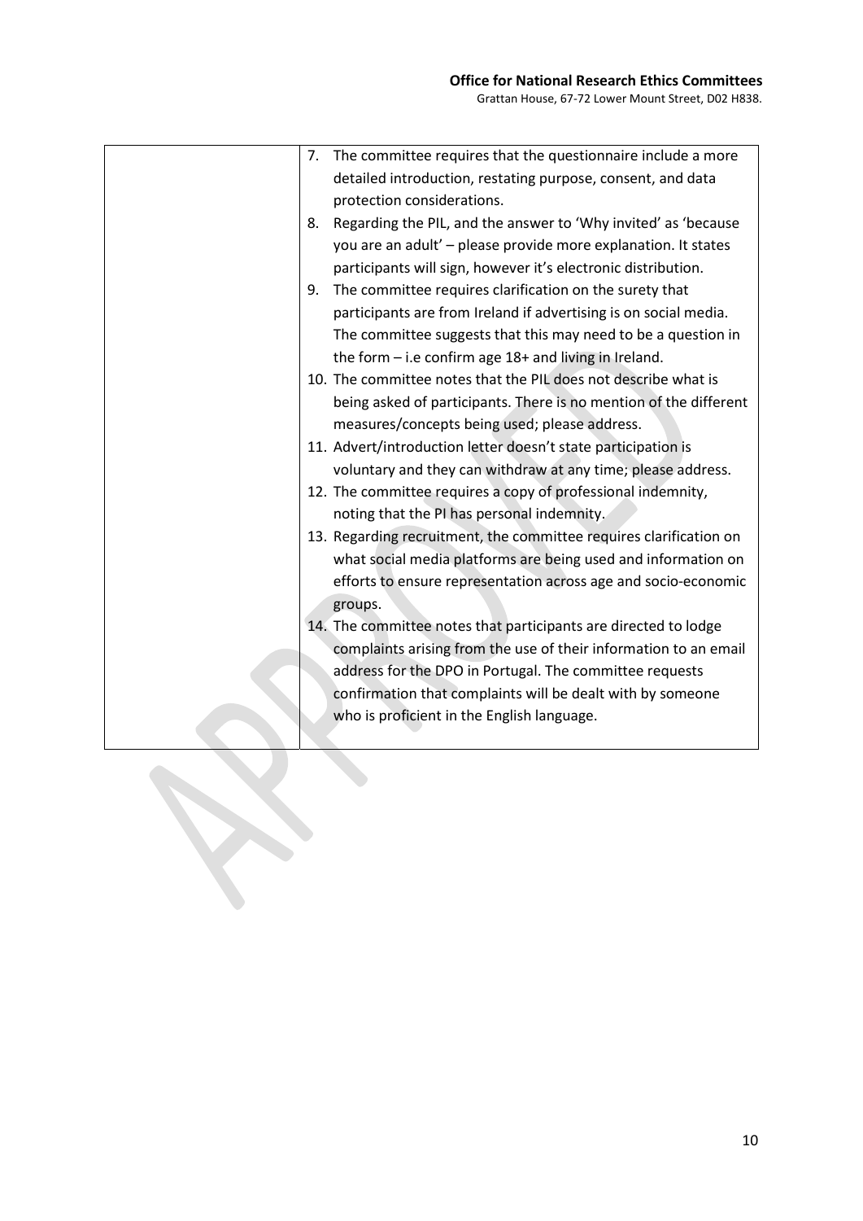| | |
|---|---|
| | 7. The committee requires that the questionnaire include a more detailed introduction, restating purpose, consent, and data protection considerations.<br>8. Regarding the PIL, and the answer to 'Why invited' as 'because you are an adult' – please provide more explanation. It states participants will sign, however it's electronic distribution.<br>9. The committee requires clarification on the surety that participants are from Ireland if advertising is on social media. The committee suggests that this may need to be a question in the form – i.e confirm age 18+ and living in Ireland.<br>10. The committee notes that the PIL does not describe what is being asked of participants. There is no mention of the different measures/concepts being used; please address.<br>11. Advert/introduction letter doesn't state participation is voluntary and they can withdraw at any time; please address.<br>12. The committee requires a copy of professional indemnity, noting that the PI has personal indemnity.<br>13. Regarding recruitment, the committee requires clarification on what social media platforms are being used and information on efforts to ensure representation across age and socio-economic groups.<br>14. The committee notes that participants are directed to lodge complaints arising from the use of their information to an email address for the DPO in Portugal. The committee requests confirmation that complaints will be dealt with by someone who is proficient in the English language. |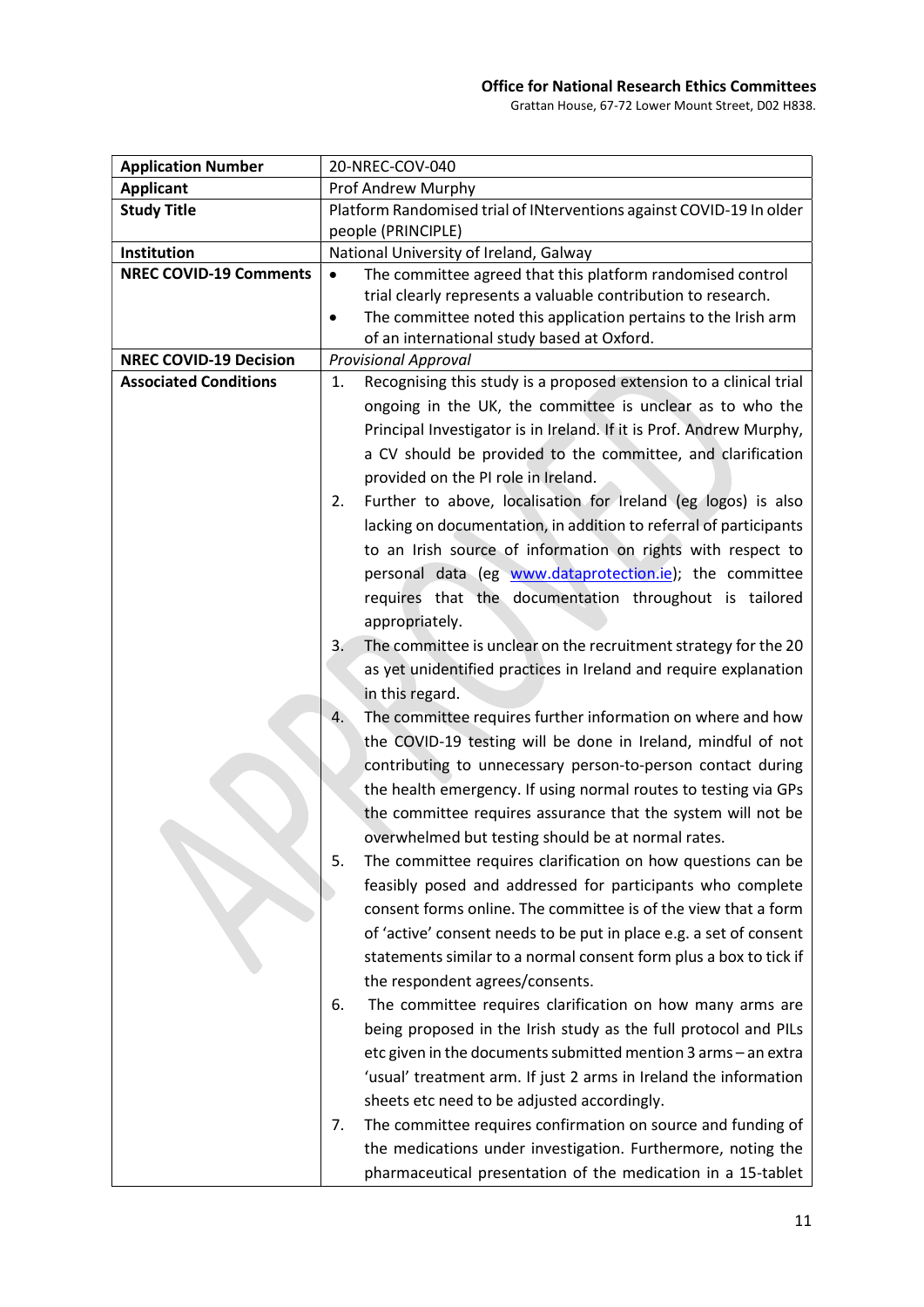| Application Number | 20-NREC-COV-040 |
|---|---|
| Applicant | Prof Andrew Murphy |
| Study Title | Platform Randomised trial of INterventions against COVID-19 In older people (PRINCIPLE) |
| Institution | National University of Ireland, Galway |
| NREC COVID-19 Comments | • The committee agreed that this platform randomised control trial clearly represents a valuable contribution to research.<br>• The committee noted this application pertains to the Irish arm of an international study based at Oxford. |
| NREC COVID-19 Decision | *Provisional Approval* |
| Associated Conditions | 1. Recognising this study is a proposed extension to a clinical trial ongoing in the UK, the committee is unclear as to who the Principal Investigator is in Ireland. If it is Prof. Andrew Murphy, a CV should be provided to the committee, and clarification provided on the PI role in Ireland.<br>2. Further to above, localisation for Ireland (eg logos) is also lacking on documentation, in addition to referral of participants to an Irish source of information on rights with respect to personal data (eg www.dataprotection.ie); the committee requires that the documentation throughout is tailored appropriately.<br>3. The committee is unclear on the recruitment strategy for the 20 as yet unidentified practices in Ireland and require explanation in this regard.<br>4. The committee requires further information on where and how the COVID-19 testing will be done in Ireland, mindful of not contributing to unnecessary person-to-person contact during the health emergency. If using normal routes to testing via GPs the committee requires assurance that the system will not be overwhelmed but testing should be at normal rates.<br>5. The committee requires clarification on how questions can be feasibly posed and addressed for participants who complete consent forms online. The committee is of the view that a form of 'active' consent needs to be put in place e.g. a set of consent statements similar to a normal consent form plus a box to tick if the respondent agrees/consents.<br>6. The committee requires clarification on how many arms are being proposed in the Irish study as the full protocol and PILs etc given in the documents submitted mention 3 arms – an extra 'usual' treatment arm. If just 2 arms in Ireland the information sheets etc need to be adjusted accordingly.<br>7. The committee requires confirmation on source and funding of the medications under investigation. Furthermore, noting the pharmaceutical presentation of the medication in a 15-tablet |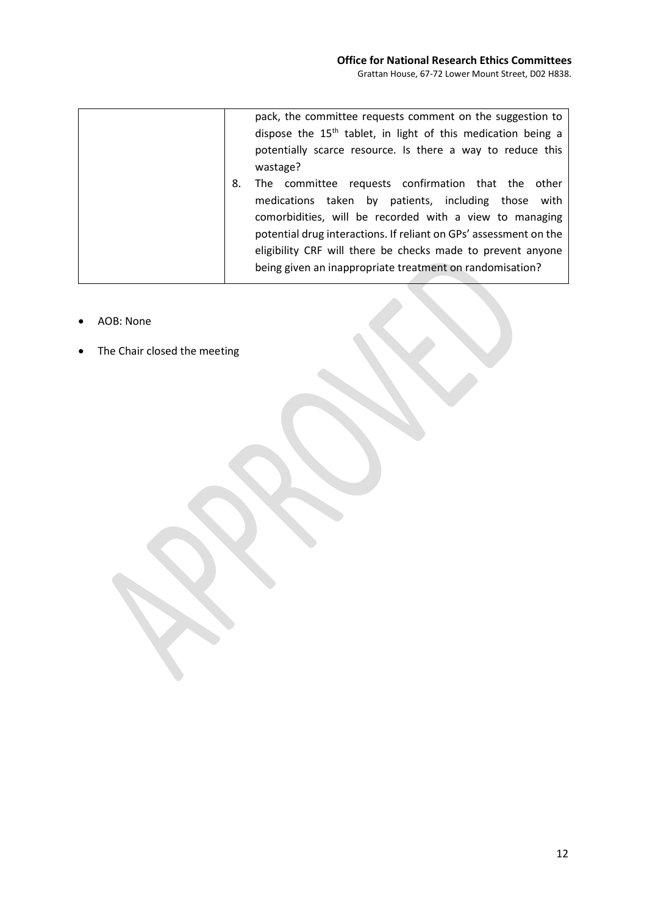| | |
|---|---|
| | pack, the committee requests comment on the suggestion to dispose the 15th tablet, in light of this medication being a potentially scarce resource. Is there a way to reduce this wastage?<br>8. The committee requests confirmation that the other medications taken by patients, including those with comorbidities, will be recorded with a view to managing potential drug interactions. If reliant on GPs' assessment on the eligibility CRF will there be checks made to prevent anyone being given an inappropriate treatment on randomisation? |

- AOB: None
- The Chair closed the meeting